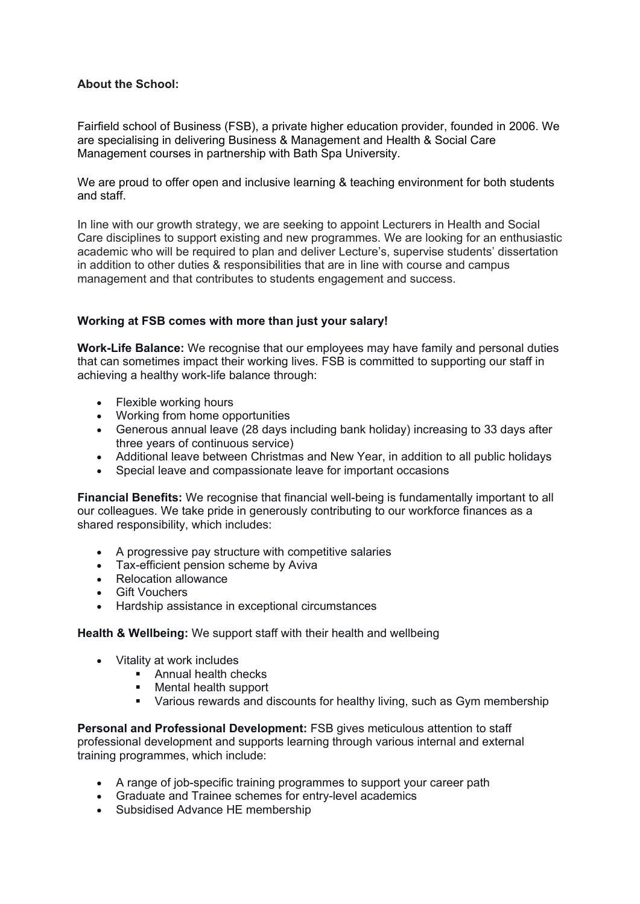**About the School:**

Fairfield school of Business (FSB), a private higher education provider, founded in 2006. We are specialising in delivering Business & Management and Health & Social Care Management courses in partnership with Bath Spa University.

We are proud to offer open and inclusive learning & teaching environment for both students and staff.

In line with our growth strategy, we are seeking to appoint Lecturers in Health and Social Care disciplines to support existing and new programmes. We are looking for an enthusiastic academic who will be required to plan and deliver Lecture's, supervise students' dissertation in addition to other duties & responsibilities that are in line with course and campus management and that contributes to students engagement and success.

**Working at FSB comes with more than just your salary!**

**Work-Life Balance:** We recognise that our employees may have family and personal duties that can sometimes impact their working lives. FSB is committed to supporting our staff in achieving a healthy work-life balance through:

- Flexible working hours
- Working from home opportunities
- Generous annual leave (28 days including bank holiday) increasing to 33 days after three years of continuous service)
- Additional leave between Christmas and New Year, in addition to all public holidays
- Special leave and compassionate leave for important occasions

**Financial Benefits:** We recognise that financial well-being is fundamentally important to all our colleagues. We take pride in generously contributing to our workforce finances as a shared responsibility, which includes:

- A progressive pay structure with competitive salaries
- Tax-efficient pension scheme by Aviva
- Relocation allowance
- Gift Vouchers
- Hardship assistance in exceptional circumstances

**Health & Wellbeing:** We support staff with their health and wellbeing

- Vitality at work includes
  - Annual health checks
  - Mental health support
  - Various rewards and discounts for healthy living, such as Gym membership

**Personal and Professional Development:** FSB gives meticulous attention to staff professional development and supports learning through various internal and external training programmes, which include:

- A range of job-specific training programmes to support your career path
- Graduate and Trainee schemes for entry-level academics
- Subsidised Advance HE membership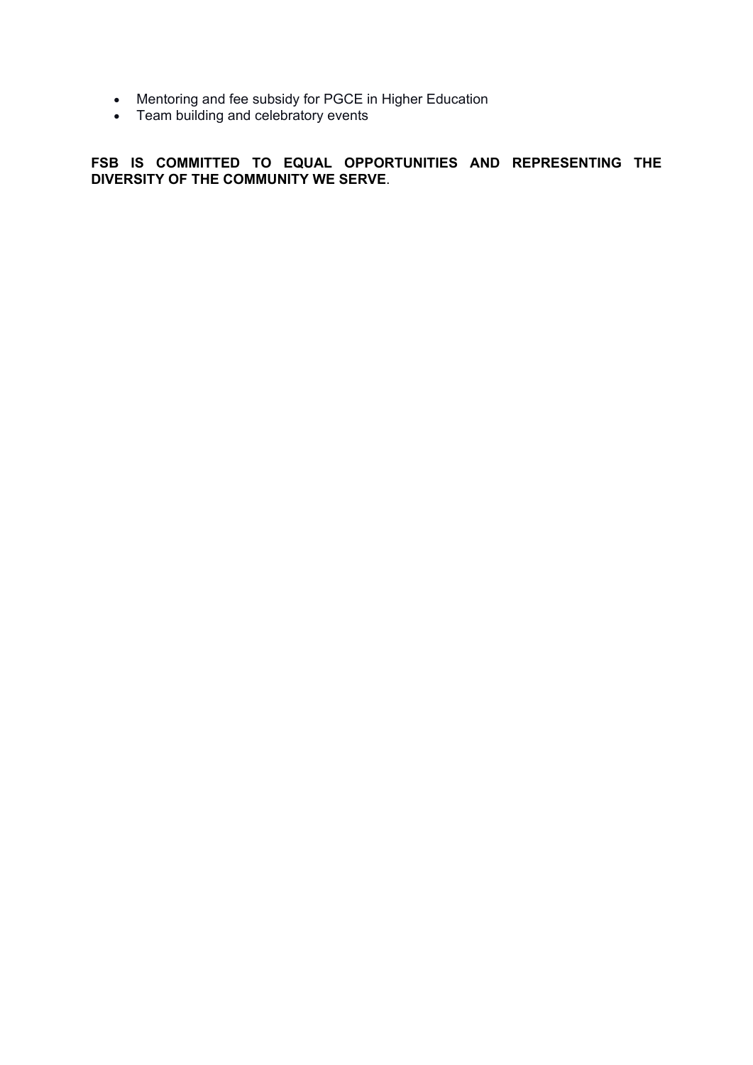- Mentoring and fee subsidy for PGCE in Higher Education
- Team building and celebratory events

**FSB IS COMMITTED TO EQUAL OPPORTUNITIES AND REPRESENTING THE DIVERSITY OF THE COMMUNITY WE SERVE**.